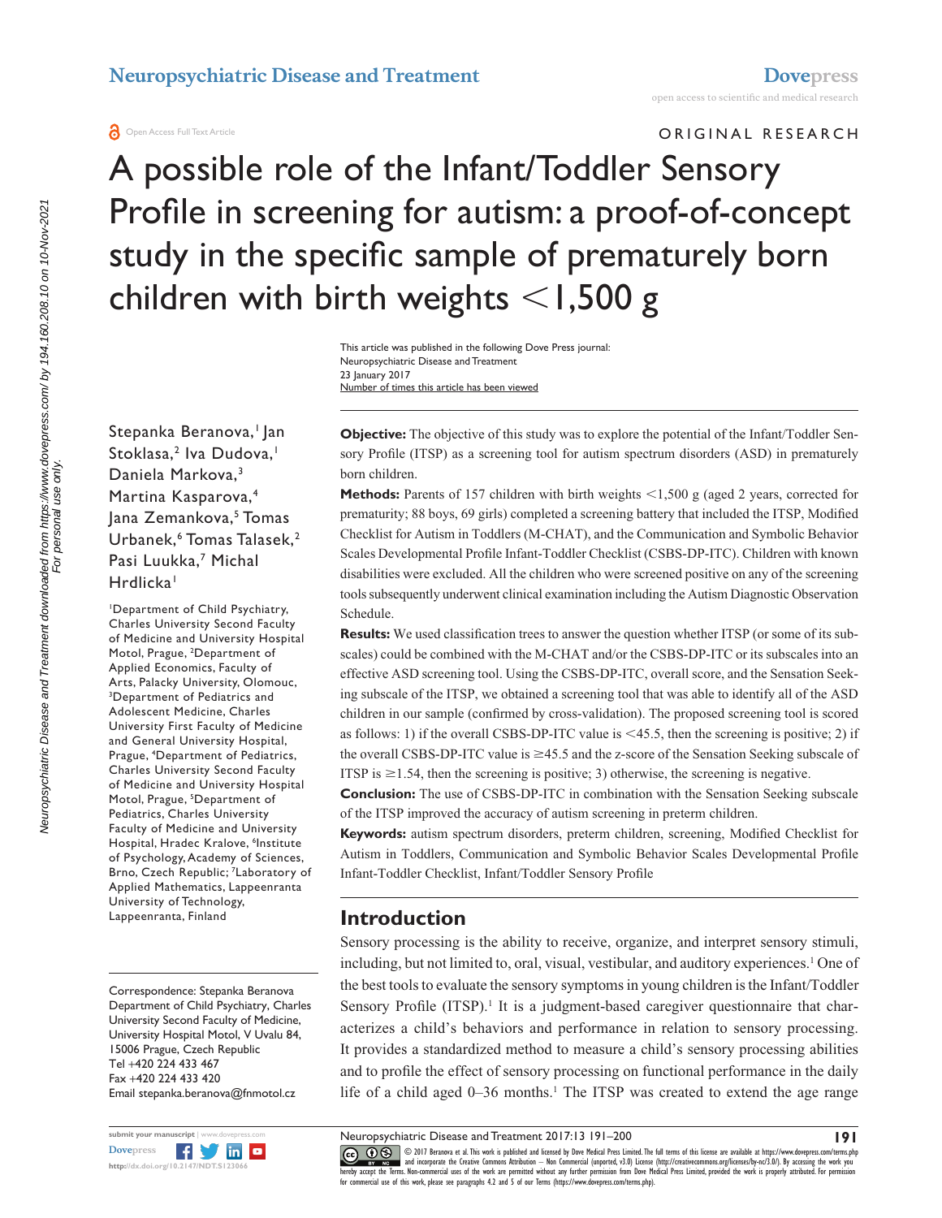ORIGINAL RESEARCH

# A possible role of the Infant/Toddler Sensory Profile in screening for autism: a proof-of-concept study in the specific sample of prematurely born children with birth weights <1,500 g

This article was published in the following Dove Press journal:
Neuropsychiatric Disease and Treatment
23 January 2017
Number of times this article has been viewed

Stepanka Beranova,[1] Jan Stoklasa,[2] Iva Dudova,[1] Daniela Markova,[3] Martina Kasparova,[4] Jana Zemankova,[5] Tomas Urbanek,[6] Tomas Talasek,[2] Pasi Luukka,[7] Michal Hrdlicka[1]

[1]Department of Child Psychiatry, Charles University Second Faculty of Medicine and University Hospital Motol, Prague, [2]Department of Applied Economics, Faculty of Arts, Palacky University, Olomouc, [3]Department of Pediatrics and Adolescent Medicine, Charles University First Faculty of Medicine and General University Hospital, Prague, [4]Department of Pediatrics, Charles University Second Faculty of Medicine and University Hospital Motol, Prague, [5]Department of Pediatrics, Charles University Faculty of Medicine and University Hospital, Hradec Kralove, [6]Institute of Psychology, Academy of Sciences, Brno, Czech Republic; [7]Laboratory of Applied Mathematics, Lappeenranta University of Technology, Lappeenranta, Finland

Correspondence: Stepanka Beranova
Department of Child Psychiatry, Charles University Second Faculty of Medicine, University Hospital Motol, V Uvalu 84, 15006 Prague, Czech Republic
Tel +420 224 433 467
Fax +420 224 433 420
Email stepanka.beranova@fnmotol.cz

**Objective:** The objective of this study was to explore the potential of the Infant/Toddler Sensory Profile (ITSP) as a screening tool for autism spectrum disorders (ASD) in prematurely born children.

**Methods:** Parents of 157 children with birth weights <1,500 g (aged 2 years, corrected for prematurity; 88 boys, 69 girls) completed a screening battery that included the ITSP, Modified Checklist for Autism in Toddlers (M-CHAT), and the Communication and Symbolic Behavior Scales Developmental Profile Infant-Toddler Checklist (CSBS-DP-ITC). Children with known disabilities were excluded. All the children who were screened positive on any of the screening tools subsequently underwent clinical examination including the Autism Diagnostic Observation Schedule.

**Results:** We used classification trees to answer the question whether ITSP (or some of its subscales) could be combined with the M-CHAT and/or the CSBS-DP-ITC or its subscales into an effective ASD screening tool. Using the CSBS-DP-ITC, overall score, and the Sensation Seeking subscale of the ITSP, we obtained a screening tool that was able to identify all of the ASD children in our sample (confirmed by cross-validation). The proposed screening tool is scored as follows: 1) if the overall CSBS-DP-ITC value is <45.5, then the screening is positive; 2) if the overall CSBS-DP-ITC value is ≥45.5 and the z-score of the Sensation Seeking subscale of ITSP is ≥1.54, then the screening is positive; 3) otherwise, the screening is negative.

**Conclusion:** The use of CSBS-DP-ITC in combination with the Sensation Seeking subscale of the ITSP improved the accuracy of autism screening in preterm children.

**Keywords:** autism spectrum disorders, preterm children, screening, Modified Checklist for Autism in Toddlers, Communication and Symbolic Behavior Scales Developmental Profile Infant-Toddler Checklist, Infant/Toddler Sensory Profile

## Introduction

Sensory processing is the ability to receive, organize, and interpret sensory stimuli, including, but not limited to, oral, visual, vestibular, and auditory experiences.[1] One of the best tools to evaluate the sensory symptoms in young children is the Infant/Toddler Sensory Profile (ITSP).[1] It is a judgment-based caregiver questionnaire that characterizes a child's behaviors and performance in relation to sensory processing. It provides a standardized method to measure a child's sensory processing abilities and to profile the effect of sensory processing on functional performance in the daily life of a child aged 0–36 months.[1] The ITSP was created to extend the age range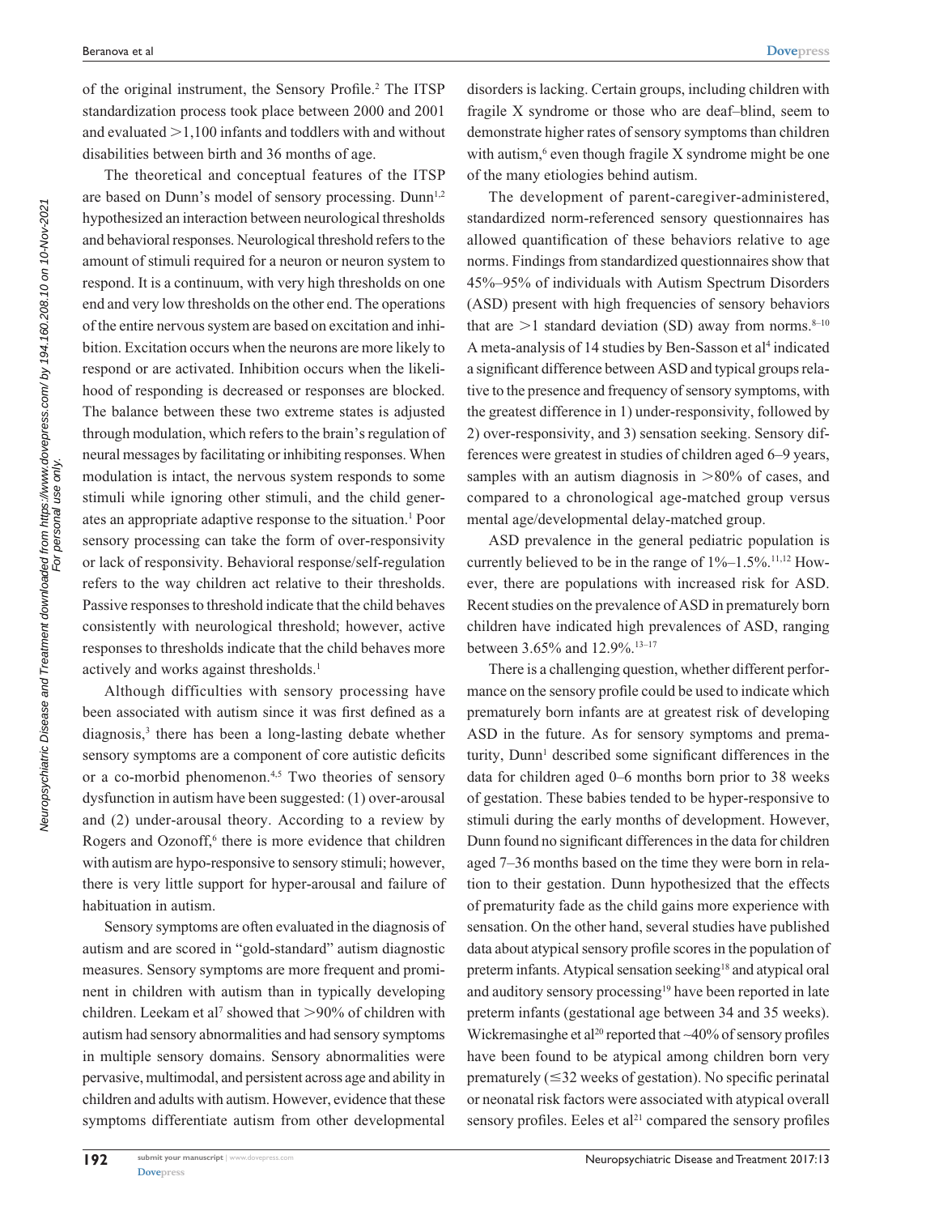of the original instrument, the Sensory Profile.[2] The ITSP standardization process took place between 2000 and 2001 and evaluated >1,100 infants and toddlers with and without disabilities between birth and 36 months of age.

The theoretical and conceptual features of the ITSP are based on Dunn's model of sensory processing. Dunn[1,2] hypothesized an interaction between neurological thresholds and behavioral responses. Neurological threshold refers to the amount of stimuli required for a neuron or neuron system to respond. It is a continuum, with very high thresholds on one end and very low thresholds on the other end. The operations of the entire nervous system are based on excitation and inhibition. Excitation occurs when the neurons are more likely to respond or are activated. Inhibition occurs when the likelihood of responding is decreased or responses are blocked. The balance between these two extreme states is adjusted through modulation, which refers to the brain's regulation of neural messages by facilitating or inhibiting responses. When modulation is intact, the nervous system responds to some stimuli while ignoring other stimuli, and the child generates an appropriate adaptive response to the situation.[1] Poor sensory processing can take the form of over-responsivity or lack of responsivity. Behavioral response/self-regulation refers to the way children act relative to their thresholds. Passive responses to threshold indicate that the child behaves consistently with neurological threshold; however, active responses to thresholds indicate that the child behaves more actively and works against thresholds.[1]

Although difficulties with sensory processing have been associated with autism since it was first defined as a diagnosis,[3] there has been a long-lasting debate whether sensory symptoms are a component of core autistic deficits or a co-morbid phenomenon.[4,5] Two theories of sensory dysfunction in autism have been suggested: (1) over-arousal and (2) under-arousal theory. According to a review by Rogers and Ozonoff,[6] there is more evidence that children with autism are hypo-responsive to sensory stimuli; however, there is very little support for hyper-arousal and failure of habituation in autism.

Sensory symptoms are often evaluated in the diagnosis of autism and are scored in "gold-standard" autism diagnostic measures. Sensory symptoms are more frequent and prominent in children with autism than in typically developing children. Leekam et al[7] showed that >90% of children with autism had sensory abnormalities and had sensory symptoms in multiple sensory domains. Sensory abnormalities were pervasive, multimodal, and persistent across age and ability in children and adults with autism. However, evidence that these symptoms differentiate autism from other developmental disorders is lacking. Certain groups, including children with fragile X syndrome or those who are deaf–blind, seem to demonstrate higher rates of sensory symptoms than children with autism,[6] even though fragile X syndrome might be one of the many etiologies behind autism.

The development of parent-caregiver-administered, standardized norm-referenced sensory questionnaires has allowed quantification of these behaviors relative to age norms. Findings from standardized questionnaires show that 45%–95% of individuals with Autism Spectrum Disorders (ASD) present with high frequencies of sensory behaviors that are >1 standard deviation (SD) away from norms.[8–10] A meta-analysis of 14 studies by Ben-Sasson et al[4] indicated a significant difference between ASD and typical groups relative to the presence and frequency of sensory symptoms, with the greatest difference in 1) under-responsivity, followed by 2) over-responsivity, and 3) sensation seeking. Sensory differences were greatest in studies of children aged 6–9 years, samples with an autism diagnosis in >80% of cases, and compared to a chronological age-matched group versus mental age/developmental delay-matched group.

ASD prevalence in the general pediatric population is currently believed to be in the range of 1%–1.5%.[11,12] However, there are populations with increased risk for ASD. Recent studies on the prevalence of ASD in prematurely born children have indicated high prevalences of ASD, ranging between 3.65% and 12.9%.[13–17]

There is a challenging question, whether different performance on the sensory profile could be used to indicate which prematurely born infants are at greatest risk of developing ASD in the future. As for sensory symptoms and prematurity, Dunn[1] described some significant differences in the data for children aged 0–6 months born prior to 38 weeks of gestation. These babies tended to be hyper-responsive to stimuli during the early months of development. However, Dunn found no significant differences in the data for children aged 7–36 months based on the time they were born in relation to their gestation. Dunn hypothesized that the effects of prematurity fade as the child gains more experience with sensation. On the other hand, several studies have published data about atypical sensory profile scores in the population of preterm infants. Atypical sensation seeking[18] and atypical oral and auditory sensory processing[19] have been reported in late preterm infants (gestational age between 34 and 35 weeks). Wickremasinghe et al[20] reported that ~40% of sensory profiles have been found to be atypical among children born very prematurely (≤32 weeks of gestation). No specific perinatal or neonatal risk factors were associated with atypical overall sensory profiles. Eeles et al[21] compared the sensory profiles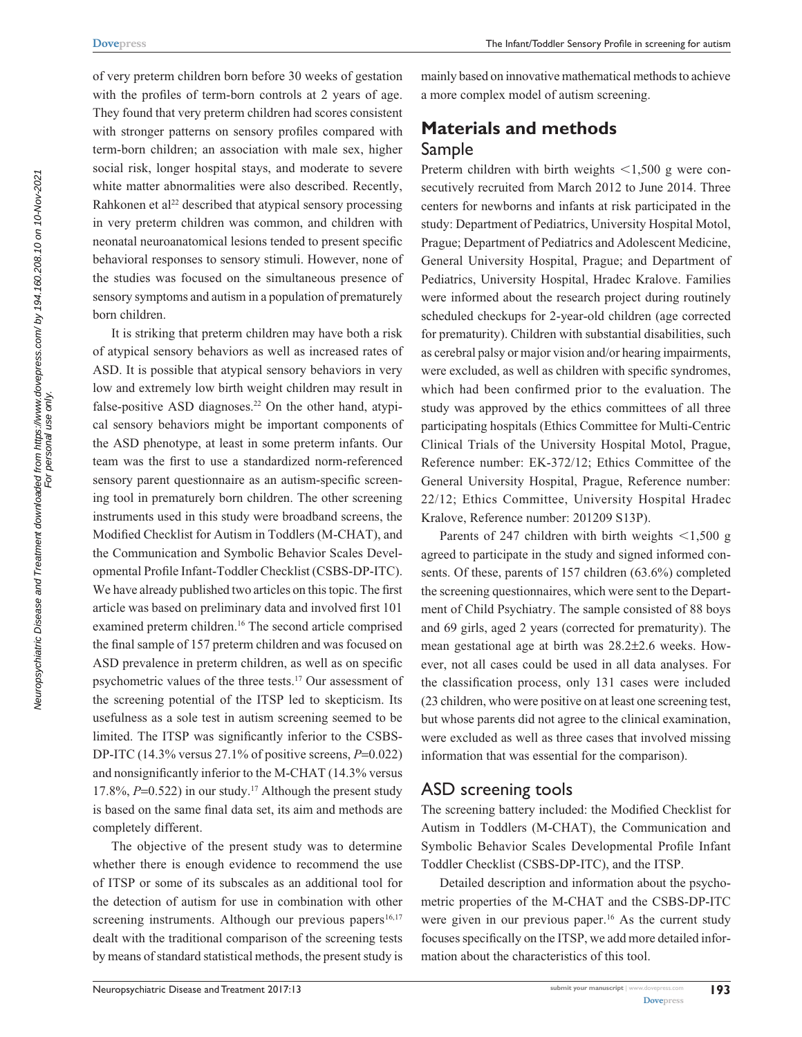of very preterm children born before 30 weeks of gestation with the profiles of term-born controls at 2 years of age. They found that very preterm children had scores consistent with stronger patterns on sensory profiles compared with term-born children; an association with male sex, higher social risk, longer hospital stays, and moderate to severe white matter abnormalities were also described. Recently, Rahkonen et al[22] described that atypical sensory processing in very preterm children was common, and children with neonatal neuroanatomical lesions tended to present specific behavioral responses to sensory stimuli. However, none of the studies was focused on the simultaneous presence of sensory symptoms and autism in a population of prematurely born children.

It is striking that preterm children may have both a risk of atypical sensory behaviors as well as increased rates of ASD. It is possible that atypical sensory behaviors in very low and extremely low birth weight children may result in false-positive ASD diagnoses.[22] On the other hand, atypical sensory behaviors might be important components of the ASD phenotype, at least in some preterm infants. Our team was the first to use a standardized norm-referenced sensory parent questionnaire as an autism-specific screening tool in prematurely born children. The other screening instruments used in this study were broadband screens, the Modified Checklist for Autism in Toddlers (M-CHAT), and the Communication and Symbolic Behavior Scales Developmental Profile Infant-Toddler Checklist (CSBS-DP-ITC). We have already published two articles on this topic. The first article was based on preliminary data and involved first 101 examined preterm children.[16] The second article comprised the final sample of 157 preterm children and was focused on ASD prevalence in preterm children, as well as on specific psychometric values of the three tests.[17] Our assessment of the screening potential of the ITSP led to skepticism. Its usefulness as a sole test in autism screening seemed to be limited. The ITSP was significantly inferior to the CSBS-DP-ITC (14.3% versus 27.1% of positive screens, $P$=0.022) and nonsignificantly inferior to the M-CHAT (14.3% versus 17.8%, $P$=0.522) in our study.[17] Although the present study is based on the same final data set, its aim and methods are completely different.

The objective of the present study was to determine whether there is enough evidence to recommend the use of ITSP or some of its subscales as an additional tool for the detection of autism for use in combination with other screening instruments. Although our previous papers[16,17] dealt with the traditional comparison of the screening tests by means of standard statistical methods, the present study is mainly based on innovative mathematical methods to achieve a more complex model of autism screening.

## Materials and methods

### Sample

Preterm children with birth weights <1,500 g were consecutively recruited from March 2012 to June 2014. Three centers for newborns and infants at risk participated in the study: Department of Pediatrics, University Hospital Motol, Prague; Department of Pediatrics and Adolescent Medicine, General University Hospital, Prague; and Department of Pediatrics, University Hospital, Hradec Kralove. Families were informed about the research project during routinely scheduled checkups for 2-year-old children (age corrected for prematurity). Children with substantial disabilities, such as cerebral palsy or major vision and/or hearing impairments, were excluded, as well as children with specific syndromes, which had been confirmed prior to the evaluation. The study was approved by the ethics committees of all three participating hospitals (Ethics Committee for Multi-Centric Clinical Trials of the University Hospital Motol, Prague, Reference number: EK-372/12; Ethics Committee of the General University Hospital, Prague, Reference number: 22/12; Ethics Committee, University Hospital Hradec Kralove, Reference number: 201209 S13P).

Parents of 247 children with birth weights <1,500 g agreed to participate in the study and signed informed consents. Of these, parents of 157 children (63.6%) completed the screening questionnaires, which were sent to the Department of Child Psychiatry. The sample consisted of 88 boys and 69 girls, aged 2 years (corrected for prematurity). The mean gestational age at birth was 28.2±2.6 weeks. However, not all cases could be used in all data analyses. For the classification process, only 131 cases were included (23 children, who were positive on at least one screening test, but whose parents did not agree to the clinical examination, were excluded as well as three cases that involved missing information that was essential for the comparison).

### ASD screening tools

The screening battery included: the Modified Checklist for Autism in Toddlers (M-CHAT), the Communication and Symbolic Behavior Scales Developmental Profile Infant Toddler Checklist (CSBS-DP-ITC), and the ITSP.

Detailed description and information about the psychometric properties of the M-CHAT and the CSBS-DP-ITC were given in our previous paper.[16] As the current study focuses specifically on the ITSP, we add more detailed information about the characteristics of this tool.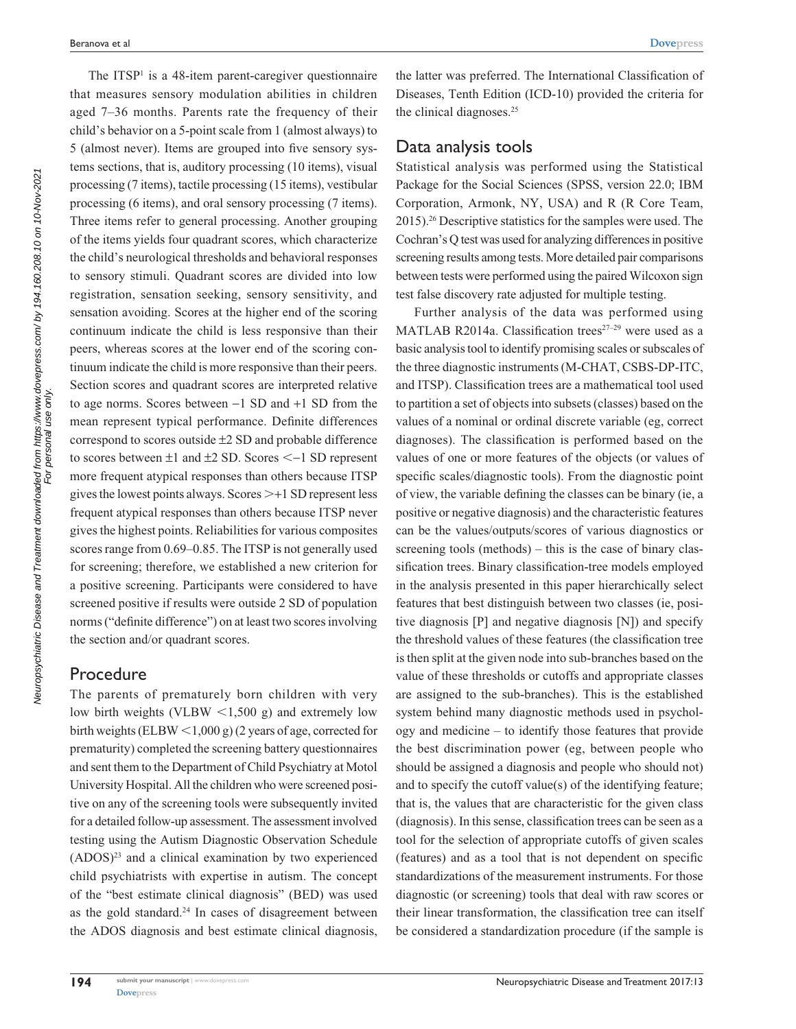The ITSP[1] is a 48-item parent-caregiver questionnaire that measures sensory modulation abilities in children aged 7–36 months. Parents rate the frequency of their child's behavior on a 5-point scale from 1 (almost always) to 5 (almost never). Items are grouped into five sensory systems sections, that is, auditory processing (10 items), visual processing (7 items), tactile processing (15 items), vestibular processing (6 items), and oral sensory processing (7 items). Three items refer to general processing. Another grouping of the items yields four quadrant scores, which characterize the child's neurological thresholds and behavioral responses to sensory stimuli. Quadrant scores are divided into low registration, sensation seeking, sensory sensitivity, and sensation avoiding. Scores at the higher end of the scoring continuum indicate the child is less responsive than their peers, whereas scores at the lower end of the scoring continuum indicate the child is more responsive than their peers. Section scores and quadrant scores are interpreted relative to age norms. Scores between −1 SD and +1 SD from the mean represent typical performance. Definite differences correspond to scores outside ±2 SD and probable difference to scores between ±1 and ±2 SD. Scores <−1 SD represent more frequent atypical responses than others because ITSP gives the lowest points always. Scores >+1 SD represent less frequent atypical responses than others because ITSP never gives the highest points. Reliabilities for various composites scores range from 0.69–0.85. The ITSP is not generally used for screening; therefore, we established a new criterion for a positive screening. Participants were considered to have screened positive if results were outside 2 SD of population norms ("definite difference") on at least two scores involving the section and/or quadrant scores.

## Procedure

The parents of prematurely born children with very low birth weights (VLBW <1,500 g) and extremely low birth weights (ELBW <1,000 g) (2 years of age, corrected for prematurity) completed the screening battery questionnaires and sent them to the Department of Child Psychiatry at Motol University Hospital. All the children who were screened positive on any of the screening tools were subsequently invited for a detailed follow-up assessment. The assessment involved testing using the Autism Diagnostic Observation Schedule (ADOS)[23] and a clinical examination by two experienced child psychiatrists with expertise in autism. The concept of the "best estimate clinical diagnosis" (BED) was used as the gold standard.[24] In cases of disagreement between the ADOS diagnosis and best estimate clinical diagnosis, the latter was preferred. The International Classification of Diseases, Tenth Edition (ICD-10) provided the criteria for the clinical diagnoses.[25]

## Data analysis tools

Statistical analysis was performed using the Statistical Package for the Social Sciences (SPSS, version 22.0; IBM Corporation, Armonk, NY, USA) and R (R Core Team, 2015).[26] Descriptive statistics for the samples were used. The Cochran's Q test was used for analyzing differences in positive screening results among tests. More detailed pair comparisons between tests were performed using the paired Wilcoxon sign test false discovery rate adjusted for multiple testing.

Further analysis of the data was performed using MATLAB R2014a. Classification trees[27–29] were used as a basic analysis tool to identify promising scales or subscales of the three diagnostic instruments (M-CHAT, CSBS-DP-ITC, and ITSP). Classification trees are a mathematical tool used to partition a set of objects into subsets (classes) based on the values of a nominal or ordinal discrete variable (eg, correct diagnoses). The classification is performed based on the values of one or more features of the objects (or values of specific scales/diagnostic tools). From the diagnostic point of view, the variable defining the classes can be binary (ie, a positive or negative diagnosis) and the characteristic features can be the values/outputs/scores of various diagnostics or screening tools (methods) – this is the case of binary classification trees. Binary classification-tree models employed in the analysis presented in this paper hierarchically select features that best distinguish between two classes (ie, positive diagnosis [P] and negative diagnosis [N]) and specify the threshold values of these features (the classification tree is then split at the given node into sub-branches based on the value of these thresholds or cutoffs and appropriate classes are assigned to the sub-branches). This is the established system behind many diagnostic methods used in psychology and medicine – to identify those features that provide the best discrimination power (eg, between people who should be assigned a diagnosis and people who should not) and to specify the cutoff value(s) of the identifying feature; that is, the values that are characteristic for the given class (diagnosis). In this sense, classification trees can be seen as a tool for the selection of appropriate cutoffs of given scales (features) and as a tool that is not dependent on specific standardizations of the measurement instruments. For those diagnostic (or screening) tools that deal with raw scores or their linear transformation, the classification tree can itself be considered a standardization procedure (if the sample is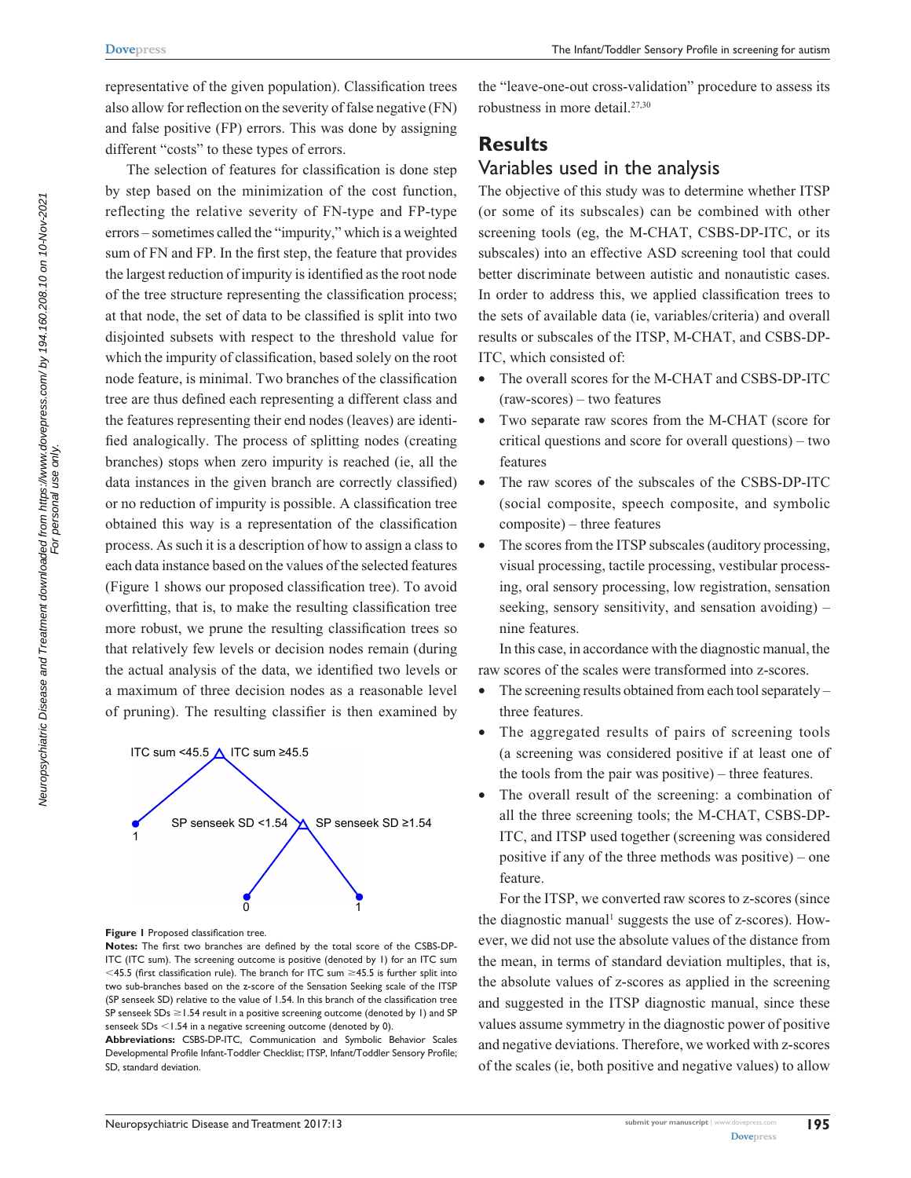representative of the given population). Classification trees also allow for reflection on the severity of false negative (FN) and false positive (FP) errors. This was done by assigning different "costs" to these types of errors.

The selection of features for classification is done step by step based on the minimization of the cost function, reflecting the relative severity of FN-type and FP-type errors – sometimes called the "impurity," which is a weighted sum of FN and FP. In the first step, the feature that provides the largest reduction of impurity is identified as the root node of the tree structure representing the classification process; at that node, the set of data to be classified is split into two disjointed subsets with respect to the threshold value for which the impurity of classification, based solely on the root node feature, is minimal. Two branches of the classification tree are thus defined each representing a different class and the features representing their end nodes (leaves) are identified analogically. The process of splitting nodes (creating branches) stops when zero impurity is reached (ie, all the data instances in the given branch are correctly classified) or no reduction of impurity is possible. A classification tree obtained this way is a representation of the classification process. As such it is a description of how to assign a class to each data instance based on the values of the selected features (Figure 1 shows our proposed classification tree). To avoid overfitting, that is, to make the resulting classification tree more robust, we prune the resulting classification trees so that relatively few levels or decision nodes remain (during the actual analysis of the data, we identified two levels or a maximum of three decision nodes as a reasonable level of pruning). The resulting classifier is then examined by the "leave-one-out cross-validation" procedure to assess its robustness in more detail.[27,30]

ITC sum <45.5

ITC sum ≥45.5

SP senseek SD <1.54

SP senseek SD ≥1.54

1

0

1

**Figure 1** Proposed classification tree.

**Notes:** The first two branches are defined by the total score of the CSBS-DP-ITC (ITC sum). The screening outcome is positive (denoted by 1) for an ITC sum <45.5 (first classification rule). The branch for ITC sum ≥45.5 is further split into two sub-branches based on the z-score of the Sensation Seeking scale of the ITSP (SP senseek SD) relative to the value of 1.54. In this branch of the classification tree SP senseek SDs ≥1.54 result in a positive screening outcome (denoted by 1) and SP senseek SDs <1.54 in a negative screening outcome (denoted by 0).

**Abbreviations:** CSBS-DP-ITC, Communication and Symbolic Behavior Scales Developmental Profile Infant-Toddler Checklist; ITSP, Infant/Toddler Sensory Profile; SD, standard deviation.

# Results

## Variables used in the analysis

The objective of this study was to determine whether ITSP (or some of its subscales) can be combined with other screening tools (eg, the M-CHAT, CSBS-DP-ITC, or its subscales) into an effective ASD screening tool that could better discriminate between autistic and nonautistic cases. In order to address this, we applied classification trees to the sets of available data (ie, variables/criteria) and overall results or subscales of the ITSP, M-CHAT, and CSBS-DP-ITC, which consisted of:

- The overall scores for the M-CHAT and CSBS-DP-ITC (raw-scores) – two features
- Two separate raw scores from the M-CHAT (score for critical questions and score for overall questions) – two features
- The raw scores of the subscales of the CSBS-DP-ITC (social composite, speech composite, and symbolic composite) – three features
- The scores from the ITSP subscales (auditory processing, visual processing, tactile processing, vestibular processing, oral sensory processing, low registration, sensation seeking, sensory sensitivity, and sensation avoiding) – nine features.

In this case, in accordance with the diagnostic manual, the raw scores of the scales were transformed into z-scores.

- The screening results obtained from each tool separately – three features.
- The aggregated results of pairs of screening tools (a screening was considered positive if at least one of the tools from the pair was positive) – three features.
- The overall result of the screening: a combination of all the three screening tools; the M-CHAT, CSBS-DP-ITC, and ITSP used together (screening was considered positive if any of the three methods was positive) – one feature.

For the ITSP, we converted raw scores to z-scores (since the diagnostic manual[1] suggests the use of z-scores). However, we did not use the absolute values of the distance from the mean, in terms of standard deviation multiples, that is, the absolute values of z-scores as applied in the screening and suggested in the ITSP diagnostic manual, since these values assume symmetry in the diagnostic power of positive and negative deviations. Therefore, we worked with z-scores of the scales (ie, both positive and negative values) to allow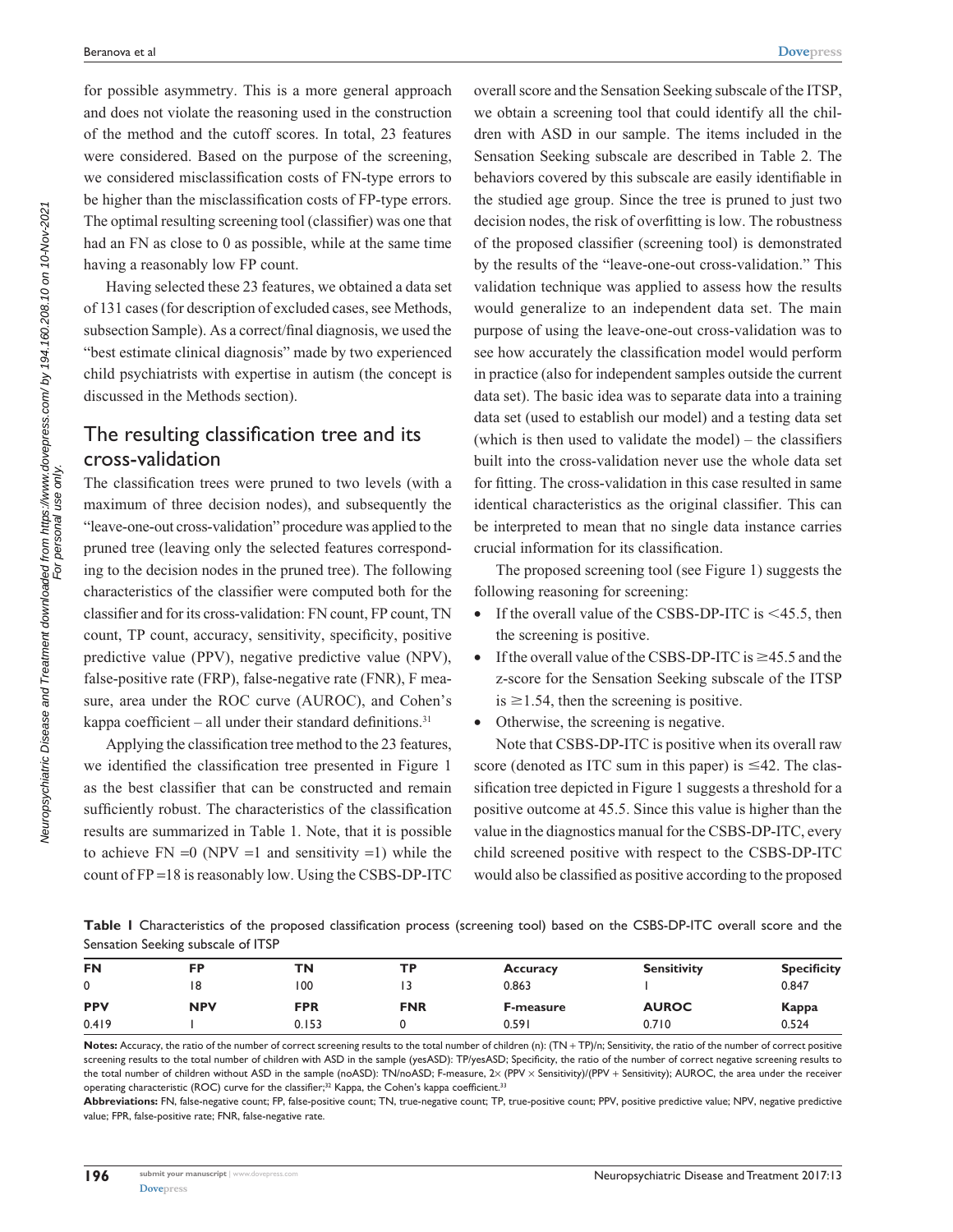for possible asymmetry. This is a more general approach and does not violate the reasoning used in the construction of the method and the cutoff scores. In total, 23 features were considered. Based on the purpose of the screening, we considered misclassification costs of FN-type errors to be higher than the misclassification costs of FP-type errors. The optimal resulting screening tool (classifier) was one that had an FN as close to 0 as possible, while at the same time having a reasonably low FP count.

Having selected these 23 features, we obtained a data set of 131 cases (for description of excluded cases, see Methods, subsection Sample). As a correct/final diagnosis, we used the "best estimate clinical diagnosis" made by two experienced child psychiatrists with expertise in autism (the concept is discussed in the Methods section).

## The resulting classification tree and its cross-validation

The classification trees were pruned to two levels (with a maximum of three decision nodes), and subsequently the "leave-one-out cross-validation" procedure was applied to the pruned tree (leaving only the selected features corresponding to the decision nodes in the pruned tree). The following characteristics of the classifier were computed both for the classifier and for its cross-validation: FN count, FP count, TN count, TP count, accuracy, sensitivity, specificity, positive predictive value (PPV), negative predictive value (NPV), false-positive rate (FRP), false-negative rate (FNR), F measure, area under the ROC curve (AUROC), and Cohen's kappa coefficient – all under their standard definitions.[31]

Applying the classification tree method to the 23 features, we identified the classification tree presented in Figure 1 as the best classifier that can be constructed and remain sufficiently robust. The characteristics of the classification results are summarized in Table 1. Note, that it is possible to achieve FN =0 (NPV =1 and sensitivity =1) while the count of FP =18 is reasonably low. Using the CSBS-DP-ITC overall score and the Sensation Seeking subscale of the ITSP, we obtain a screening tool that could identify all the children with ASD in our sample. The items included in the Sensation Seeking subscale are described in Table 2. The behaviors covered by this subscale are easily identifiable in the studied age group. Since the tree is pruned to just two decision nodes, the risk of overfitting is low. The robustness of the proposed classifier (screening tool) is demonstrated by the results of the "leave-one-out cross-validation." This validation technique was applied to assess how the results would generalize to an independent data set. The main purpose of using the leave-one-out cross-validation was to see how accurately the classification model would perform in practice (also for independent samples outside the current data set). The basic idea was to separate data into a training data set (used to establish our model) and a testing data set (which is then used to validate the model) – the classifiers built into the cross-validation never use the whole data set for fitting. The cross-validation in this case resulted in same identical characteristics as the original classifier. This can be interpreted to mean that no single data instance carries crucial information for its classification.

The proposed screening tool (see Figure 1) suggests the following reasoning for screening:

- If the overall value of the CSBS-DP-ITC is <45.5, then the screening is positive.
- If the overall value of the CSBS-DP-ITC is ≥45.5 and the z-score for the Sensation Seeking subscale of the ITSP is ≥1.54, then the screening is positive.
- Otherwise, the screening is negative.

Note that CSBS-DP-ITC is positive when its overall raw score (denoted as ITC sum in this paper) is ≤42. The classification tree depicted in Figure 1 suggests a threshold for a positive outcome at 45.5. Since this value is higher than the value in the diagnostics manual for the CSBS-DP-ITC, every child screened positive with respect to the CSBS-DP-ITC would also be classified as positive according to the proposed

**Table 1** Characteristics of the proposed classification process (screening tool) based on the CSBS-DP-ITC overall score and the Sensation Seeking subscale of ITSP

| FN | FP | TN | TP | Accuracy | Sensitivity | Specificity |
|---|---|---|---|---|---|---|
| 0 | 18 | 100 | 13 | 0.863 | 1 | 0.847 |
| **PPV** | **NPV** | **FPR** | **FNR** | **F-measure** | **AUROC** | **Kappa** |
| 0.419 | 1 | 0.153 | 0 | 0.591 | 0.710 | 0.524 |

**Notes:** Accuracy, the ratio of the number of correct screening results to the total number of children (n): (TN + TP)/n; Sensitivity, the ratio of the number of correct positive screening results to the total number of children with ASD in the sample (yesASD): TP/yesASD; Specificity, the ratio of the number of correct negative screening results to the total number of children without ASD in the sample (noASD): TN/noASD; F-measure, 2× (PPV × Sensitivity)/(PPV + Sensitivity); AUROC, the area under the receiver operating characteristic (ROC) curve for the classifier;[32] Kappa, the Cohen's kappa coefficient.[33]

**Abbreviations:** FN, false-negative count; FP, false-positive count; TN, true-negative count; TP, true-positive count; PPV, positive predictive value; NPV, negative predictive value; FPR, false-positive rate; FNR, false-negative rate.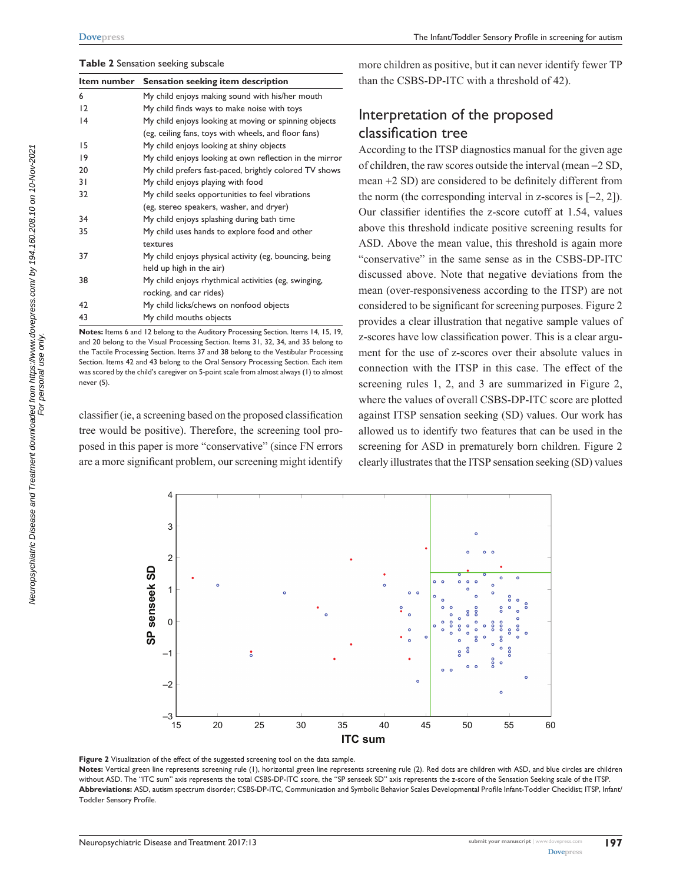**Table 2** Sensation seeking subscale

| Item number | Sensation seeking item description |
|---|---|
| 6 | My child enjoys making sound with his/her mouth |
| 12 | My child finds ways to make noise with toys |
| 14 | My child enjoys looking at moving or spinning objects (eg, ceiling fans, toys with wheels, and floor fans) |
| 15 | My child enjoys looking at shiny objects |
| 19 | My child enjoys looking at own reflection in the mirror |
| 20 | My child prefers fast-paced, brightly colored TV shows |
| 31 | My child enjoys playing with food |
| 32 | My child seeks opportunities to feel vibrations (eg, stereo speakers, washer, and dryer) |
| 34 | My child enjoys splashing during bath time |
| 35 | My child uses hands to explore food and other textures |
| 37 | My child enjoys physical activity (eg, bouncing, being held up high in the air) |
| 38 | My child enjoys rhythmical activities (eg, swinging, rocking, and car rides) |
| 42 | My child licks/chews on nonfood objects |
| 43 | My child mouths objects |

**Notes:** Items 6 and 12 belong to the Auditory Processing Section. Items 14, 15, 19, and 20 belong to the Visual Processing Section. Items 31, 32, 34, and 35 belong to the Tactile Processing Section. Items 37 and 38 belong to the Vestibular Processing Section. Items 42 and 43 belong to the Oral Sensory Processing Section. Each item was scored by the child's caregiver on 5-point scale from almost always (1) to almost never (5).

classifier (ie, a screening based on the proposed classification tree would be positive). Therefore, the screening tool proposed in this paper is more "conservative" (since FN errors are a more significant problem, our screening might identify more children as positive, but it can never identify fewer TP than the CSBS-DP-ITC with a threshold of 42).

## Interpretation of the proposed classification tree

According to the ITSP diagnostics manual for the given age of children, the raw scores outside the interval (mean −2 SD, mean +2 SD) are considered to be definitely different from the norm (the corresponding interval in z-scores is [−2, 2]). Our classifier identifies the z-score cutoff at 1.54, values above this threshold indicate positive screening results for ASD. Above the mean value, this threshold is again more "conservative" in the same sense as in the CSBS-DP-ITC discussed above. Note that negative deviations from the mean (over-responsiveness according to the ITSP) are not considered to be significant for screening purposes. Figure 2 provides a clear illustration that negative sample values of z-scores have low classification power. This is a clear argument for the use of z-scores over their absolute values in connection with the ITSP in this case. The effect of the screening rules 1, 2, and 3 are summarized in Figure 2, where the values of overall CSBS-DP-ITC score are plotted against ITSP sensation seeking (SD) values. Our work has allowed us to identify two features that can be used in the screening for ASD in prematurely born children. Figure 2 clearly illustrates that the ITSP sensation seeking (SD) values

**Figure 2** Visualization of the effect of the suggested screening tool on the data sample.

**Notes:** Vertical green line represents screening rule (1), horizontal green line represents screening rule (2). Red dots are children with ASD, and blue circles are children without ASD. The "ITC sum" axis represents the total CSBS-DP-ITC score, the "SP senseek SD" axis represents the z-score of the Sensation Seeking scale of the ITSP.

**Abbreviations:** ASD, autism spectrum disorder; CSBS-DP-ITC, Communication and Symbolic Behavior Scales Developmental Profile Infant-Toddler Checklist; ITSP, Infant/Toddler Sensory Profile.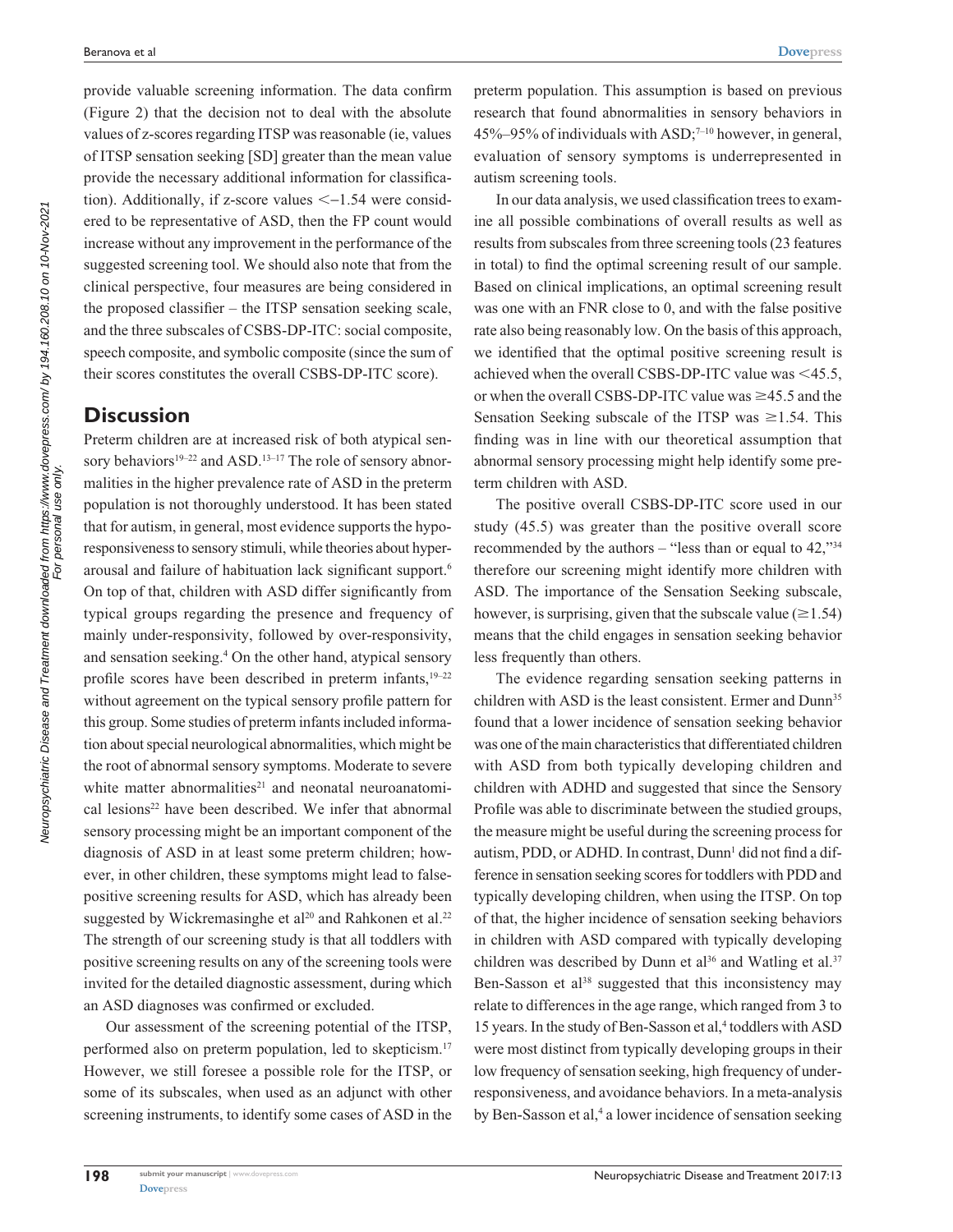provide valuable screening information. The data confirm (Figure 2) that the decision not to deal with the absolute values of z-scores regarding ITSP was reasonable (ie, values of ITSP sensation seeking [SD] greater than the mean value provide the necessary additional information for classification). Additionally, if z-score values $<-1.54$ were considered to be representative of ASD, then the FP count would increase without any improvement in the performance of the suggested screening tool. We should also note that from the clinical perspective, four measures are being considered in the proposed classifier – the ITSP sensation seeking scale, and the three subscales of CSBS-DP-ITC: social composite, speech composite, and symbolic composite (since the sum of their scores constitutes the overall CSBS-DP-ITC score).

## Discussion

Preterm children are at increased risk of both atypical sensory behaviors[19–22] and ASD.[13–17] The role of sensory abnormalities in the higher prevalence rate of ASD in the preterm population is not thoroughly understood. It has been stated that for autism, in general, most evidence supports the hyporesponsiveness to sensory stimuli, while theories about hyperarousal and failure of habituation lack significant support.[6] On top of that, children with ASD differ significantly from typical groups regarding the presence and frequency of mainly under-responsivity, followed by over-responsivity, and sensation seeking.[4] On the other hand, atypical sensory profile scores have been described in preterm infants,[19–22] without agreement on the typical sensory profile pattern for this group. Some studies of preterm infants included information about special neurological abnormalities, which might be the root of abnormal sensory symptoms. Moderate to severe white matter abnormalities[21] and neonatal neuroanatomical lesions[22] have been described. We infer that abnormal sensory processing might be an important component of the diagnosis of ASD in at least some preterm children; however, in other children, these symptoms might lead to false-positive screening results for ASD, which has already been suggested by Wickremasinghe et al[20] and Rahkonen et al.[22] The strength of our screening study is that all toddlers with positive screening results on any of the screening tools were invited for the detailed diagnostic assessment, during which an ASD diagnoses was confirmed or excluded.

Our assessment of the screening potential of the ITSP, performed also on preterm population, led to skepticism.[17] However, we still foresee a possible role for the ITSP, or some of its subscales, when used as an adjunct with other screening instruments, to identify some cases of ASD in the preterm population. This assumption is based on previous research that found abnormalities in sensory behaviors in 45%–95% of individuals with ASD;[7–10] however, in general, evaluation of sensory symptoms is underrepresented in autism screening tools.

In our data analysis, we used classification trees to examine all possible combinations of overall results as well as results from subscales from three screening tools (23 features in total) to find the optimal screening result of our sample. Based on clinical implications, an optimal screening result was one with an FNR close to 0, and with the false positive rate also being reasonably low. On the basis of this approach, we identified that the optimal positive screening result is achieved when the overall CSBS-DP-ITC value was $<45.5$, or when the overall CSBS-DP-ITC value was $\geq 45.5$ and the Sensation Seeking subscale of the ITSP was $\geq 1.54$. This finding was in line with our theoretical assumption that abnormal sensory processing might help identify some preterm children with ASD.

The positive overall CSBS-DP-ITC score used in our study (45.5) was greater than the positive overall score recommended by the authors – "less than or equal to 42,"[34] therefore our screening might identify more children with ASD. The importance of the Sensation Seeking subscale, however, is surprising, given that the subscale value ($\geq 1.54$) means that the child engages in sensation seeking behavior less frequently than others.

The evidence regarding sensation seeking patterns in children with ASD is the least consistent. Ermer and Dunn[35] found that a lower incidence of sensation seeking behavior was one of the main characteristics that differentiated children with ASD from both typically developing children and children with ADHD and suggested that since the Sensory Profile was able to discriminate between the studied groups, the measure might be useful during the screening process for autism, PDD, or ADHD. In contrast, Dunn[1] did not find a difference in sensation seeking scores for toddlers with PDD and typically developing children, when using the ITSP. On top of that, the higher incidence of sensation seeking behaviors in children with ASD compared with typically developing children was described by Dunn et al[36] and Watling et al.[37] Ben-Sasson et al[38] suggested that this inconsistency may relate to differences in the age range, which ranged from 3 to 15 years. In the study of Ben-Sasson et al,[4] toddlers with ASD were most distinct from typically developing groups in their low frequency of sensation seeking, high frequency of under-responsiveness, and avoidance behaviors. In a meta-analysis by Ben-Sasson et al,[4] a lower incidence of sensation seeking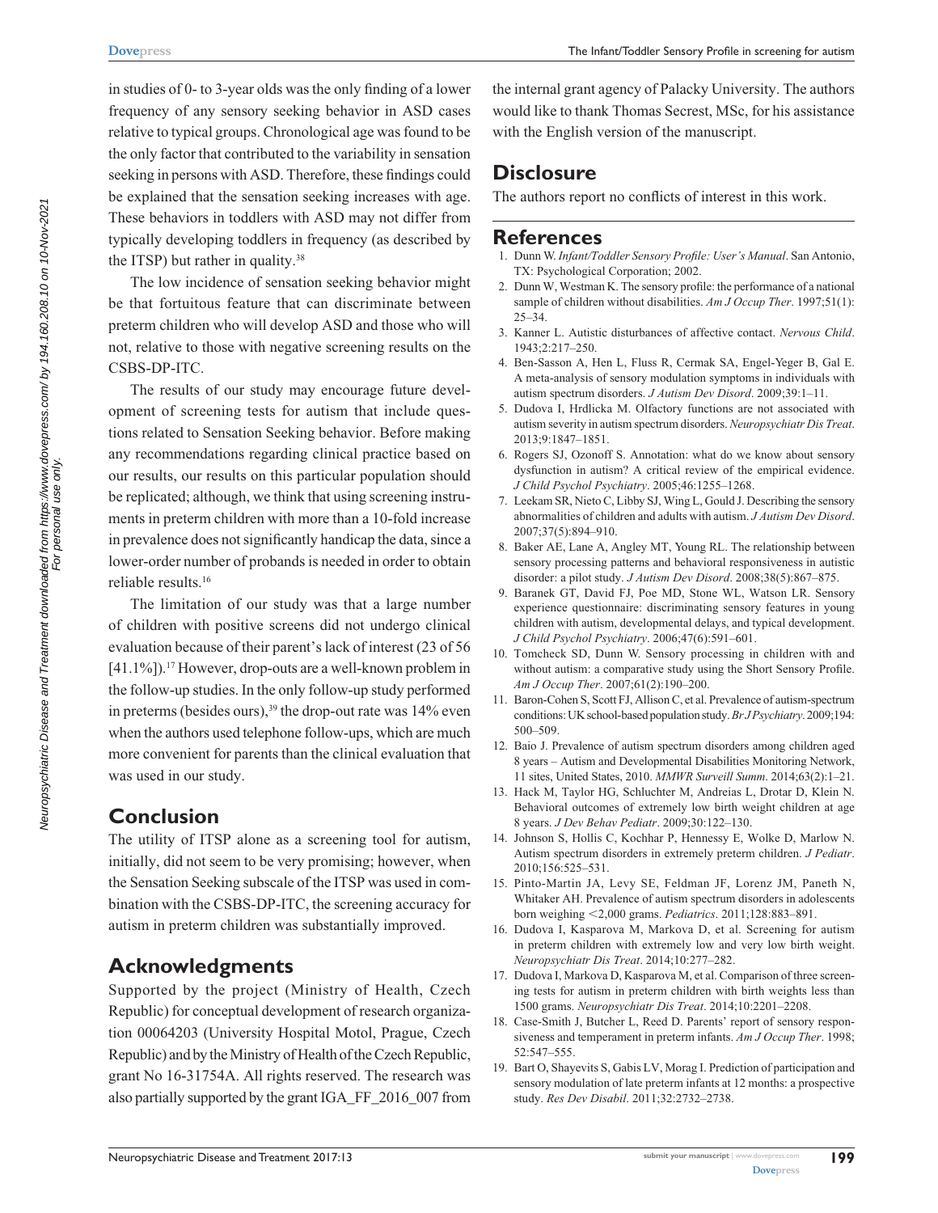in studies of 0- to 3-year olds was the only finding of a lower frequency of any sensory seeking behavior in ASD cases relative to typical groups. Chronological age was found to be the only factor that contributed to the variability in sensation seeking in persons with ASD. Therefore, these findings could be explained that the sensation seeking increases with age. These behaviors in toddlers with ASD may not differ from typically developing toddlers in frequency (as described by the ITSP) but rather in quality.[38]

The low incidence of sensation seeking behavior might be that fortuitous feature that can discriminate between preterm children who will develop ASD and those who will not, relative to those with negative screening results on the CSBS-DP-ITC.

The results of our study may encourage future development of screening tests for autism that include questions related to Sensation Seeking behavior. Before making any recommendations regarding clinical practice based on our results, our results on this particular population should be replicated; although, we think that using screening instruments in preterm children with more than a 10-fold increase in prevalence does not significantly handicap the data, since a lower-order number of probands is needed in order to obtain reliable results.[16]

The limitation of our study was that a large number of children with positive screens did not undergo clinical evaluation because of their parent's lack of interest (23 of 56 [41.1%]).[17] However, drop-outs are a well-known problem in the follow-up studies. In the only follow-up study performed in preterms (besides ours),[39] the drop-out rate was 14% even when the authors used telephone follow-ups, which are much more convenient for parents than the clinical evaluation that was used in our study.

## Conclusion

The utility of ITSP alone as a screening tool for autism, initially, did not seem to be very promising; however, when the Sensation Seeking subscale of the ITSP was used in combination with the CSBS-DP-ITC, the screening accuracy for autism in preterm children was substantially improved.

## Acknowledgments

Supported by the project (Ministry of Health, Czech Republic) for conceptual development of research organization 00064203 (University Hospital Motol, Prague, Czech Republic) and by the Ministry of Health of the Czech Republic, grant No 16-31754A. All rights reserved. The research was also partially supported by the grant IGA_FF_2016_007 from the internal grant agency of Palacky University. The authors would like to thank Thomas Secrest, MSc, for his assistance with the English version of the manuscript.

## Disclosure

The authors report no conflicts of interest in this work.

## References

1. Dunn W. *Infant/Toddler Sensory Profile: User's Manual*. San Antonio, TX: Psychological Corporation; 2002.
2. Dunn W, Westman K. The sensory profile: the performance of a national sample of children without disabilities. *Am J Occup Ther*. 1997;51(1): 25–34.
3. Kanner L. Autistic disturbances of affective contact. *Nervous Child*. 1943;2:217–250.
4. Ben-Sasson A, Hen L, Fluss R, Cermak SA, Engel-Yeger B, Gal E. A meta-analysis of sensory modulation symptoms in individuals with autism spectrum disorders. *J Autism Dev Disord*. 2009;39:1–11.
5. Dudova I, Hrdlicka M. Olfactory functions are not associated with autism severity in autism spectrum disorders. *Neuropsychiatr Dis Treat*. 2013;9:1847–1851.
6. Rogers SJ, Ozonoff S. Annotation: what do we know about sensory dysfunction in autism? A critical review of the empirical evidence. *J Child Psychol Psychiatry*. 2005;46:1255–1268.
7. Leekam SR, Nieto C, Libby SJ, Wing L, Gould J. Describing the sensory abnormalities of children and adults with autism. *J Autism Dev Disord*. 2007;37(5):894–910.
8. Baker AE, Lane A, Angley MT, Young RL. The relationship between sensory processing patterns and behavioral responsiveness in autistic disorder: a pilot study. *J Autism Dev Disord*. 2008;38(5):867–875.
9. Baranek GT, David FJ, Poe MD, Stone WL, Watson LR. Sensory experience questionnaire: discriminating sensory features in young children with autism, developmental delays, and typical development. *J Child Psychol Psychiatry*. 2006;47(6):591–601.
10. Tomcheck SD, Dunn W. Sensory processing in children with and without autism: a comparative study using the Short Sensory Profile. *Am J Occup Ther*. 2007;61(2):190–200.
11. Baron-Cohen S, Scott FJ, Allison C, et al. Prevalence of autism-spectrum conditions: UK school-based population study. *Br J Psychiatry*. 2009;194: 500–509.
12. Baio J. Prevalence of autism spectrum disorders among children aged 8 years – Autism and Developmental Disabilities Monitoring Network, 11 sites, United States, 2010. *MMWR Surveil Summ*. 2014;63(2):1–21.
13. Hack M, Taylor HG, Schluchter M, Andreias L, Drotar D, Klein N. Behavioral outcomes of extremely low birth weight children at age 8 years. *J Dev Behav Pediatr*. 2009;30:122–130.
14. Johnson S, Hollis C, Kochhar P, Hennessy E, Wolke D, Marlow N. Autism spectrum disorders in extremely preterm children. *J Pediatr*. 2010;156:525–531.
15. Pinto-Martin JA, Levy SE, Feldman JF, Lorenz JM, Paneth N, Whitaker AH. Prevalence of autism spectrum disorders in adolescents born weighing <2,000 grams. *Pediatrics*. 2011;128:883–891.
16. Dudova I, Kasparova M, Markova D, et al. Screening for autism in preterm children with extremely low and very low birth weight. *Neuropsychiatr Dis Treat*. 2014;10:277–282.
17. Dudova I, Markova D, Kasparova M, et al. Comparison of three screening tests for autism in preterm children with birth weights less than 1500 grams. *Neuropsychiatr Dis Treat*. 2014;10:2201–2208.
18. Case-Smith J, Butcher L, Reed D. Parents' report of sensory responsiveness and temperament in preterm infants. *Am J Occup Ther*. 1998; 52:547–555.
19. Bart O, Shayevits S, Gabis LV, Morag I. Prediction of participation and sensory modulation of late preterm infants at 12 months: a prospective study. *Res Dev Disabil*. 2011;32:2732–2738.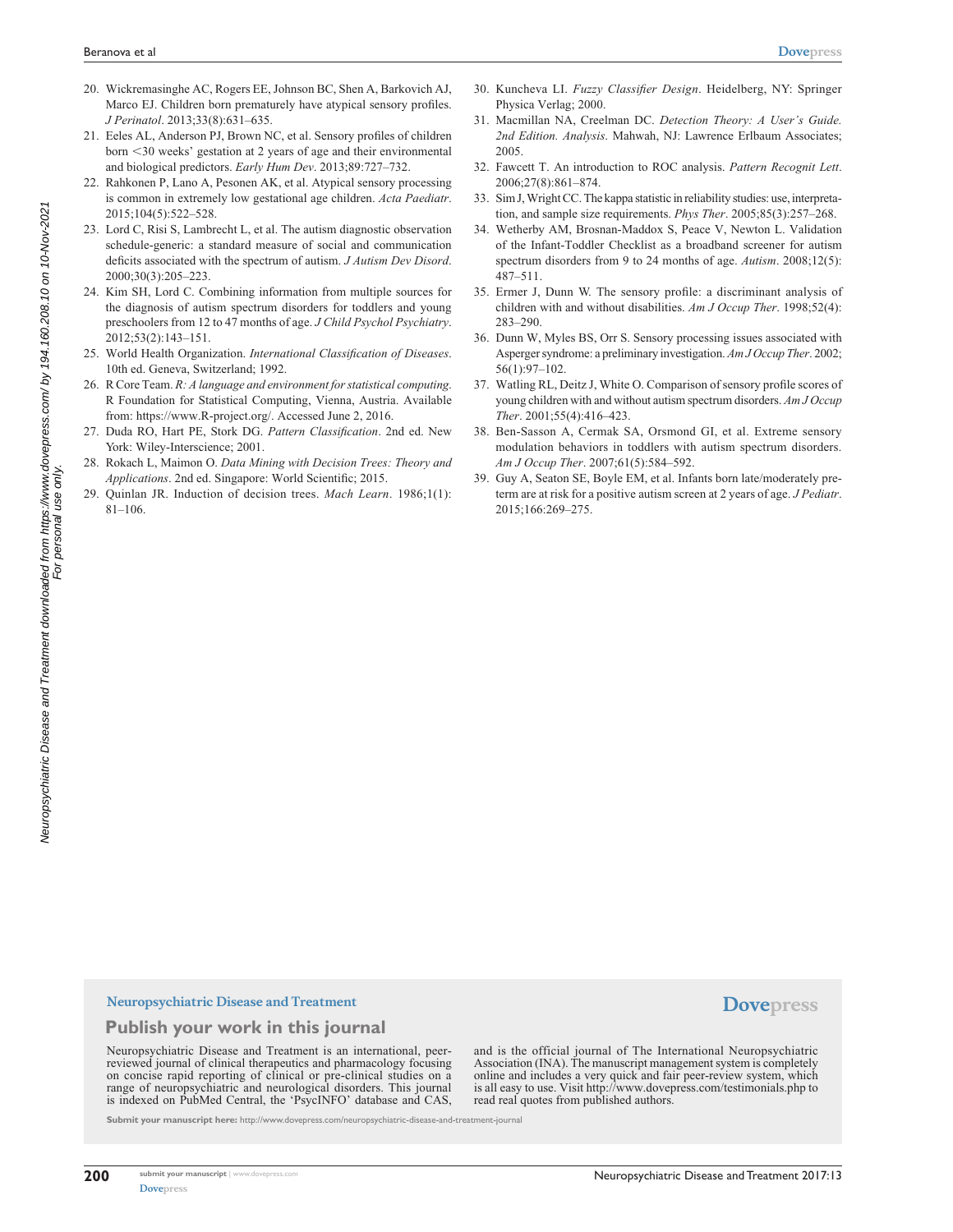20. Wickremasinghe AC, Rogers EE, Johnson BC, Shen A, Barkovich AJ, Marco EJ. Children born prematurely have atypical sensory profiles. *J Perinatol*. 2013;33(8):631–635.
21. Eeles AL, Anderson PJ, Brown NC, et al. Sensory profiles of children born <30 weeks' gestation at 2 years of age and their environmental and biological predictors. *Early Hum Dev*. 2013;89:727–732.
22. Rahkonen P, Lano A, Pesonen AK, et al. Atypical sensory processing is common in extremely low gestational age children. *Acta Paediatr*. 2015;104(5):522–528.
23. Lord C, Risi S, Lambrecht L, et al. The autism diagnostic observation schedule-generic: a standard measure of social and communication deficits associated with the spectrum of autism. *J Autism Dev Disord*. 2000;30(3):205–223.
24. Kim SH, Lord C. Combining information from multiple sources for the diagnosis of autism spectrum disorders for toddlers and young preschoolers from 12 to 47 months of age. *J Child Psychol Psychiatry*. 2012;53(2):143–151.
25. World Health Organization. *International Classification of Diseases*. 10th ed. Geneva, Switzerland; 1992.
26. R Core Team. *R: A language and environment for statistical computing*. R Foundation for Statistical Computing, Vienna, Austria. Available from: https://www.R-project.org/. Accessed June 2, 2016.
27. Duda RO, Hart PE, Stork DG. *Pattern Classification*. 2nd ed. New York: Wiley-Interscience; 2001.
28. Rokach L, Maimon O. *Data Mining with Decision Trees: Theory and Applications*. 2nd ed. Singapore: World Scientific; 2015.
29. Quinlan JR. Induction of decision trees. *Mach Learn*. 1986;1(1): 81–106.
30. Kuncheva LI. *Fuzzy Classifier Design*. Heidelberg, NY: Springer Physica Verlag; 2000.
31. Macmillan NA, Creelman DC. *Detection Theory: A User's Guide. 2nd Edition. Analysis*. Mahwah, NJ: Lawrence Erlbaum Associates; 2005.
32. Fawcett T. An introduction to ROC analysis. *Pattern Recognit Lett*. 2006;27(8):861–874.
33. Sim J, Wright CC. The kappa statistic in reliability studies: use, interpretation, and sample size requirements. *Phys Ther*. 2005;85(3):257–268.
34. Wetherby AM, Brosnan-Maddox S, Peace V, Newton L. Validation of the Infant-Toddler Checklist as a broadband screener for autism spectrum disorders from 9 to 24 months of age. *Autism*. 2008;12(5): 487–511.
35. Ermer J, Dunn W. The sensory profile: a discriminant analysis of children with and without disabilities. *Am J Occup Ther*. 1998;52(4): 283–290.
36. Dunn W, Myles BS, Orr S. Sensory processing issues associated with Asperger syndrome: a preliminary investigation. *Am J Occup Ther*. 2002; 56(1):97–102.
37. Watling RL, Deitz J, White O. Comparison of sensory profile scores of young children with and without autism spectrum disorders. *Am J Occup Ther*. 2001;55(4):416–423.
38. Ben-Sasson A, Cermak SA, Orsmond GI, et al. Extreme sensory modulation behaviors in toddlers with autism spectrum disorders. *Am J Occup Ther*. 2007;61(5):584–592.
39. Guy A, Seaton SE, Boyle EM, et al. Infants born late/moderately preterm are at risk for a positive autism screen at 2 years of age. *J Pediatr*. 2015;166:269–275.

**Neuropsychiatric Disease and Treatment**

## Publish your work in this journal

Neuropsychiatric Disease and Treatment is an international, peer-reviewed journal of clinical therapeutics and pharmacology focusing on concise rapid reporting of clinical or pre-clinical studies on a range of neuropsychiatric and neurological disorders. This journal is indexed on PubMed Central, the 'PsycINFO' database and CAS, and is the official journal of The International Neuropsychiatric Association (INA). The manuscript management system is completely online and includes a very quick and fair peer-review system, which is all easy to use. Visit http://www.dovepress.com/testimonials.php to read real quotes from published authors.

**Submit your manuscript here:** http://www.dovepress.com/neuropsychiatric-disease-and-treatment-journal